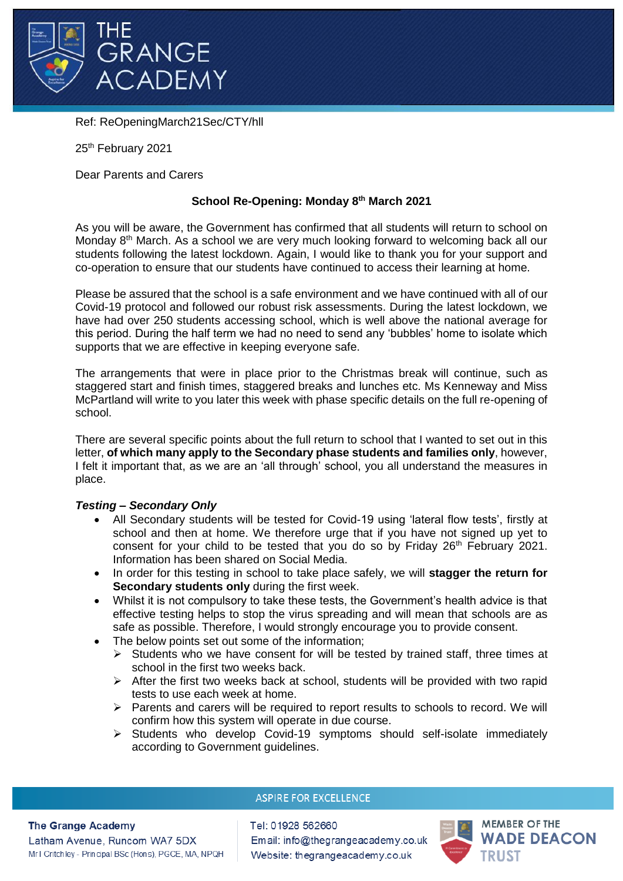Ref: ReOpeningMarch21Sec/CTY/hll

25th February 2021

Dear Parents and Carers

**School Re-Opening: Monday 8th March 2021**

As you will be aware, the Government has confirmed that all students will return to school on Monday 8th March. As a school we are very much looking forward to welcoming back all our students following the latest lockdown. Again, I would like to thank you for your support and co-operation to ensure that our students have continued to access their learning at home.

Please be assured that the school is a safe environment and we have continued with all of our Covid-19 protocol and followed our robust risk assessments. During the latest lockdown, we have had over 250 students accessing school, which is well above the national average for this period. During the half term we had no need to send any 'bubbles' home to isolate which supports that we are effective in keeping everyone safe.

The arrangements that were in place prior to the Christmas break will continue, such as staggered start and finish times, staggered breaks and lunches etc. Ms Kenneway and Miss McPartland will write to you later this week with phase specific details on the full re-opening of school.

There are several specific points about the full return to school that I wanted to set out in this letter, **of which many apply to the Secondary phase students and families only**, however, I felt it important that, as we are an 'all through' school, you all understand the measures in place.

***Testing – Secondary Only***

- All Secondary students will be tested for Covid-19 using 'lateral flow tests', firstly at school and then at home. We therefore urge that if you have not signed up yet to consent for your child to be tested that you do so by Friday 26th February 2021. Information has been shared on Social Media.
- In order for this testing in school to take place safely, we will **stagger the return for Secondary students only** during the first week.
- Whilst it is not compulsory to take these tests, the Government's health advice is that effective testing helps to stop the virus spreading and will mean that schools are as safe as possible. Therefore, I would strongly encourage you to provide consent.
- The below points set out some of the information;
  - Students who we have consent for will be tested by trained staff, three times at school in the first two weeks back.
  - After the first two weeks back at school, students will be provided with two rapid tests to use each week at home.
  - Parents and carers will be required to report results to schools to record. We will confirm how this system will operate in due course.
  - Students who develop Covid-19 symptoms should self-isolate immediately according to Government guidelines.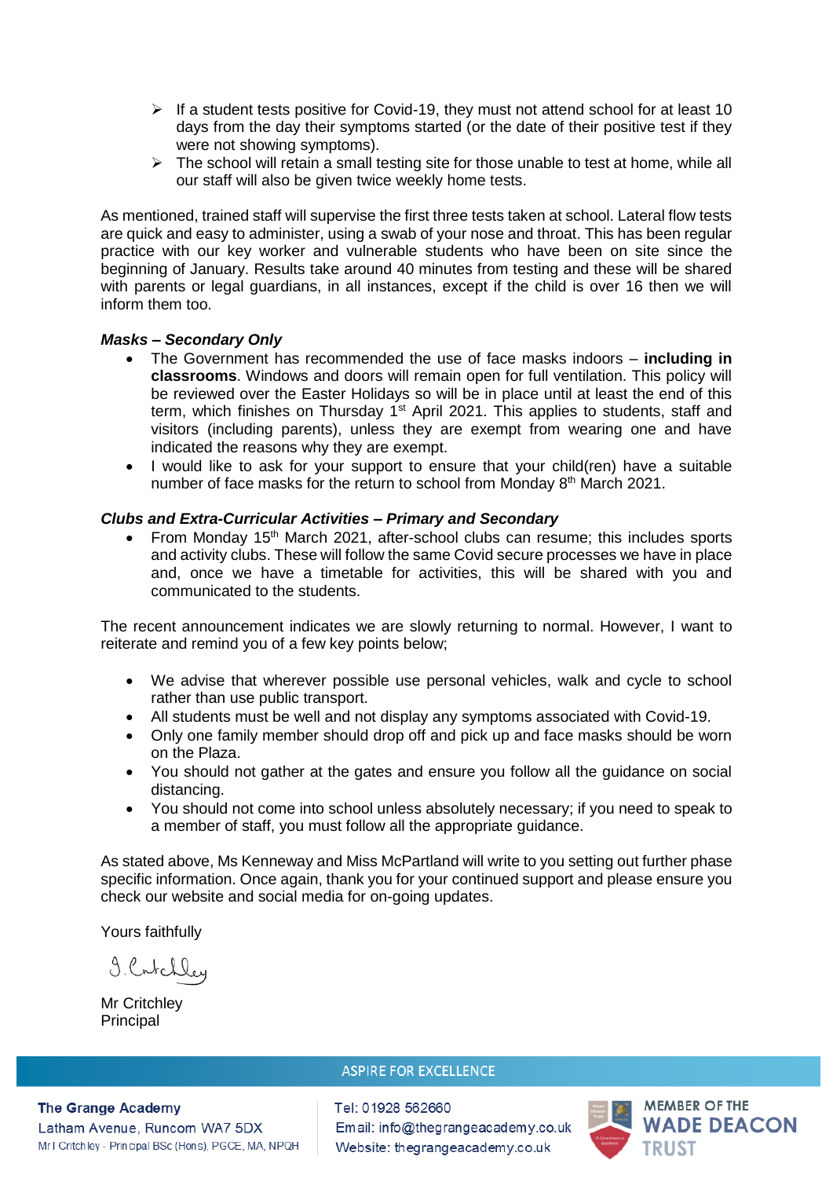- If a student tests positive for Covid-19, they must not attend school for at least 10 days from the day their symptoms started (or the date of their positive test if they were not showing symptoms).
- The school will retain a small testing site for those unable to test at home, while all our staff will also be given twice weekly home tests.

As mentioned, trained staff will supervise the first three tests taken at school. Lateral flow tests are quick and easy to administer, using a swab of your nose and throat. This has been regular practice with our key worker and vulnerable students who have been on site since the beginning of January. Results take around 40 minutes from testing and these will be shared with parents or legal guardians, in all instances, except if the child is over 16 then we will inform them too.

***Masks – Secondary Only***

- The Government has recommended the use of face masks indoors – **including in classrooms**. Windows and doors will remain open for full ventilation. This policy will be reviewed over the Easter Holidays so will be in place until at least the end of this term, which finishes on Thursday 1st April 2021. This applies to students, staff and visitors (including parents), unless they are exempt from wearing one and have indicated the reasons why they are exempt.
- I would like to ask for your support to ensure that your child(ren) have a suitable number of face masks for the return to school from Monday 8th March 2021.

***Clubs and Extra-Curricular Activities – Primary and Secondary***

- From Monday 15th March 2021, after-school clubs can resume; this includes sports and activity clubs. These will follow the same Covid secure processes we have in place and, once we have a timetable for activities, this will be shared with you and communicated to the students.

The recent announcement indicates we are slowly returning to normal. However, I want to reiterate and remind you of a few key points below;

- We advise that wherever possible use personal vehicles, walk and cycle to school rather than use public transport.
- All students must be well and not display any symptoms associated with Covid-19.
- Only one family member should drop off and pick up and face masks should be worn on the Plaza.
- You should not gather at the gates and ensure you follow all the guidance on social distancing.
- You should not come into school unless absolutely necessary; if you need to speak to a member of staff, you must follow all the appropriate guidance.

As stated above, Ms Kenneway and Miss McPartland will write to you setting out further phase specific information. Once again, thank you for your continued support and please ensure you check our website and social media for on-going updates.

Yours faithfully

I. Critchley

Mr Critchley
Principal

ASPIRE FOR EXCELLENCE

**The Grange Academy**
Latham Avenue, Runcorn WA7 5DX
Mr I Critchley - Principal BSc (Hons), PGCE, MA, NPQH

Tel: 01928 562660
Email: info@thegrangeacademy.co.uk
Website: thegrangeacademy.co.uk

MEMBER OF THE WADE DEACON TRUST